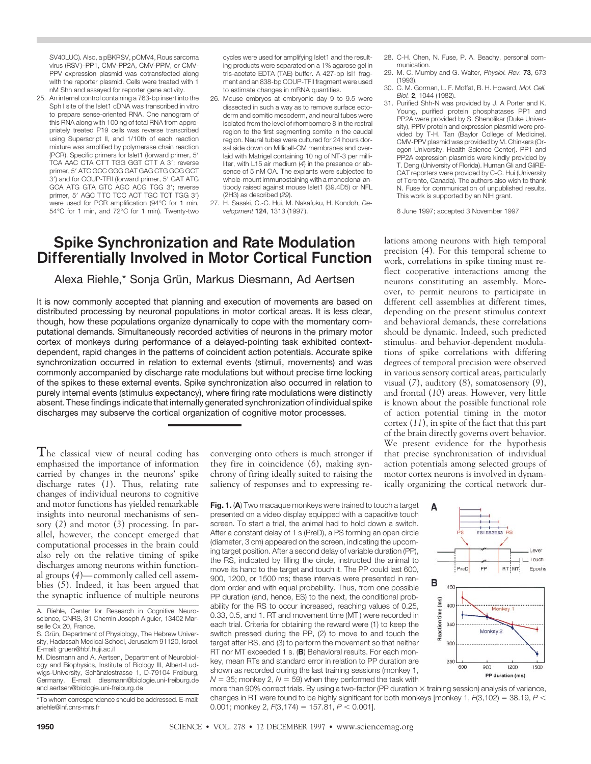SV40LUC). Also, a pBKRSV, pCMV4, Rous sarcoma virus (RSV)–PP1, CMV-PP2A, CMV-PPIV, or CMV-PPV expression plasmid was cotransfected along with the reporter plasmid. Cells were treated with 1 nM Shh and assayed for reporter gene activity.

25. An internal control containing a 763-bp insert into the Sph I site of the Islet1 cDNA was transcribed in vitro to prepare sense-oriented RNA. One nanogram of this RNA along with 100 ng of total RNA from appropriately treated P19 cells was reverse transcribed using Superscript II, and 1/10th of each reaction mixture was amplified by polymerase chain reaction (PCR). Specific primers for Islet1 (forward primer, 5′ TCA AAC CTA CTT TGG GGT CTT A 3′; reverse primer, 5′ ATC GCC GGG GAT GAG CTG GCG GCT 3′) and for COUP-TFII (forward primer, 5′ GAT ATG GCA ATG GTA GTC AGC ACG TGG 3′; reverse primer, 5′ AGC TTC TCC ACT TGC TCT TGG 3′) were used for PCR amplification (94°C for 1 min, 54°C for 1 min, and 72°C for 1 min). Twenty-two cycles were used for amplifying Islet1 and the resulting products were separated on a 1% agarose gel in tris-acetate EDTA (TAE) buffer. A 427-bp Isl1 fragment and an 838-bp COUP-TFII fragment were used to estimate changes in mRNA quantities.
26. Mouse embryos at embryonic day 9 to 9.5 were dissected in such a way as to remove surface ectoderm and somitic mesoderm, and neural tubes were isolated from the level of rhombomere 8 in the rostral region to the first segmenting somite in the caudal region. Neural tubes were cultured for 24 hours dorsal side down on Millicell-CM membranes and overlaid with Matrigel containing 10 ng of NT-3 per milliliter, with L15 air medium (*4*) in the presence or absence of 5 nM OA. The explants were subjected to whole-mount immunostaining with a monoclonal antibody raised against mouse Islet1 (39.4D5) or NFL (2H3) as described (*29*).
27. H. Sasaki, C.-C. Hui, M. Nakafuku, H. Kondoh, *Development* **124**, 1313 (1997).
28. C-H. Chen, N. Fuse, P. A. Beachy, personal communication.
29. M. C. Mumby and G. Walter, *Physiol. Rev.* **73**, 673 (1993).
30. C. M. Gorman, L. F. Moffat, B. H. Howard, *Mol. Cell. Biol.* **2**, 1044 (1982).
31. Purified Shh-N was provided by J. A Porter and K. Young, purified protein phosphatases PP1 and PP2A were provided by S. Shenolikar (Duke University), PPIV protein and expression plasmid were provided by T-H. Tan (Baylor College of Medicine). CMV-PPV plasmid was provided by M. Chinkers (Oregon University, Health Science Center). PP1 and PP2A expression plasmids were kindly provided by T. Deng (University of Florida). Human Gli and GliRE-CAT reporters were provided by C-C. Hui (University of Toronto, Canada). The authors also wish to thank N. Fuse for communication of unpublished results. This work is supported by an NIH grant.

6 June 1997; accepted 3 November 1997

# Spike Synchronization and Rate Modulation Differentially Involved in Motor Cortical Function

Alexa Riehle,* Sonja Grün, Markus Diesmann, Ad Aertsen

**It is now commonly accepted that planning and execution of movements are based on distributed processing by neuronal populations in motor cortical areas. It is less clear, though, how these populations organize dynamically to cope with the momentary computational demands. Simultaneously recorded activities of neurons in the primary motor cortex of monkeys during performance of a delayed-pointing task exhibited context-dependent, rapid changes in the patterns of coincident action potentials. Accurate spike synchronization occurred in relation to external events (stimuli, movements) and was commonly accompanied by discharge rate modulations but without precise time locking of the spikes to these external events. Spike synchronization also occurred in relation to purely internal events (stimulus expectancy), where firing rate modulations were distinctly absent. These findings indicate that internally generated synchronization of individual spike discharges may subserve the cortical organization of cognitive motor processes.**

The classical view of neural coding has emphasized the importance of information carried by changes in the neurons' spike discharge rates (*1*). Thus, relating rate changes of individual neurons to cognitive and motor functions has yielded remarkable insights into neuronal mechanisms of sensory (*2*) and motor (*3*) processing. In parallel, however, the concept emerged that computational processes in the brain could also rely on the relative timing of spike discharges among neurons within functional groups (*4*)—commonly called cell assemblies (*5*). Indeed, it has been argued that the synaptic influence of multiple neurons converging onto others is much stronger if they fire in coincidence (*6*), making synchrony of firing ideally suited to raising the saliency of responses and to expressing relations among neurons with high temporal precision (*4*). For this temporal scheme to work, correlations in spike timing must reflect cooperative interactions among the neurons constituting an assembly. Moreover, to permit neurons to participate in different cell assemblies at different times, depending on the present stimulus context and behavioral demands, these correlations should be dynamic. Indeed, such predicted stimulus- and behavior-dependent modulations of spike correlations with differing degrees of temporal precision were observed in various sensory cortical areas, particularly visual (*7*), auditory (*8*), somatosensory (*9*), and frontal (*10*) areas. However, very little is known about the possible functional role of action potential timing in the motor cortex (*11*), in spite of the fact that this part of the brain directly governs overt behavior. We present evidence for the hypothesis that precise synchronization of individual action potentials among selected groups of motor cortex neurons is involved in dynamically organizing the cortical network dur-

**Fig. 1.** (**A**) Two macaque monkeys were trained to touch a target presented on a video display equipped with a capacitive touch screen. To start a trial, the animal had to hold down a switch. After a constant delay of 1 s (PreD), a PS forming an open circle (diameter, 3 cm) appeared on the screen, indicating the upcoming target position. After a second delay of variable duration (PP), the RS, indicated by filling the circle, instructed the animal to move its hand to the target and touch it. The PP could last 600, 900, 1200, or 1500 ms; these intervals were presented in random order and with equal probability. Thus, from one possible PP duration (and, hence, ES) to the next, the conditional probability for the RS to occur increased, reaching values of 0.25, 0.33, 0.5, and 1. RT and movement time (MT) were recorded in each trial. Criteria for obtaining the reward were (1) to keep the switch pressed during the PP, (2) to move to and touch the target after RS, and (3) to perform the movement so that neither RT nor MT exceeded 1 s. (**B**) Behavioral results. For each monkey, mean RTs and standard error in relation to PP duration are shown as recorded during the last training sessions (monkey 1, $N = 35$; monkey 2, $N = 59$) when they performed the task with more than 90% correct trials. By using a two-factor (PP duration × training session) analysis of variance, changes in RT were found to be highly significant for both monkeys [monkey 1, $F(3,102) = 38.19$, $P < 0.001$; monkey 2, $F(3,174) = 157.81$, $P < 0.001$].

A. Riehle, Center for Research in Cognitive Neuroscience, CNRS, 31 Chemin Joseph Aiguier, 13402 Marseille Cx 20, France.
S. Grün, Department of Physiology, The Hebrew University, Hadassah Medical School, Jerusalem 91120, Israel. E-mail: gruen@hbf.huji.ac.il
M. Diesmann and A. Aertsen, Department of Neurobiology and Biophysics, Institute of Biology III, Albert-Ludwigs-University, Schänzlestrasse 1, D-79104 Freiburg, Germany. E-mail: diesmann@biologie.uni-freiburg.de and aertsen@biologie.uni-freiburg.de

*To whom correspondence should be addressed. E-mail: ariehle@lnf.cnrs-mrs.fr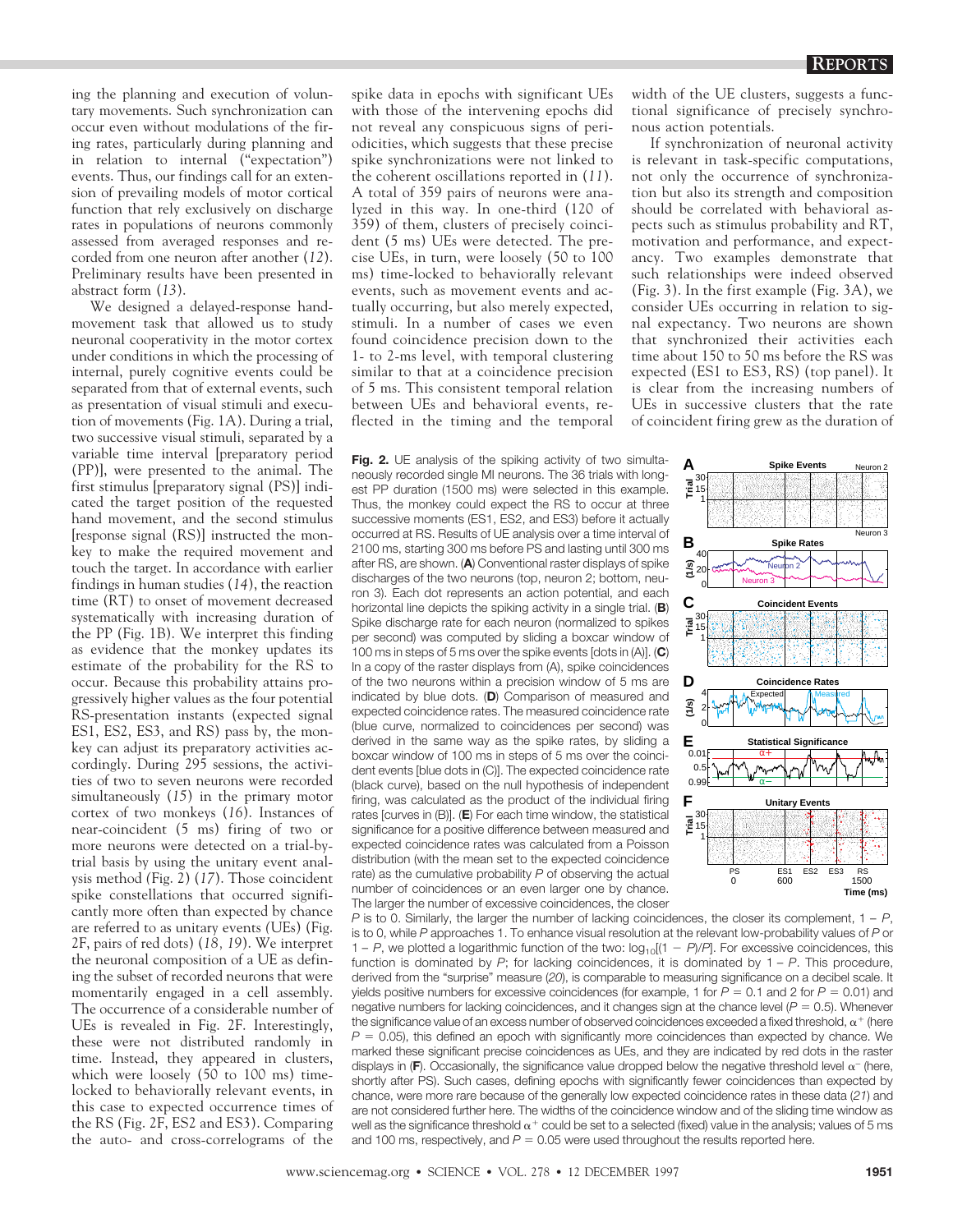ing the planning and execution of voluntary movements. Such synchronization can occur even without modulations of the firing rates, particularly during planning and in relation to internal ("expectation") events. Thus, our findings call for an extension of prevailing models of motor cortical function that rely exclusively on discharge rates in populations of neurons commonly assessed from averaged responses and recorded from one neuron after another (*12*). Preliminary results have been presented in abstract form (*13*).

We designed a delayed-response hand-movement task that allowed us to study neuronal cooperativity in the motor cortex under conditions in which the processing of internal, purely cognitive events could be separated from that of external events, such as presentation of visual stimuli and execution of movements (Fig. 1A). During a trial, two successive visual stimuli, separated by a variable time interval [preparatory period (PP)], were presented to the animal. The first stimulus [preparatory signal (PS)] indicated the target position of the requested hand movement, and the second stimulus [response signal (RS)] instructed the monkey to make the required movement and touch the target. In accordance with earlier findings in human studies (*14*), the reaction time (RT) to onset of movement decreased systematically with increasing duration of the PP (Fig. 1B). We interpret this finding as evidence that the monkey updates its estimate of the probability for the RS to occur. Because this probability attains progressively higher values as the four potential RS-presentation instants (expected signal ES1, ES2, ES3, and RS) pass by, the monkey can adjust its preparatory activities accordingly. During 295 sessions, the activities of two to seven neurons were recorded simultaneously (*15*) in the primary motor cortex of two monkeys (*16*). Instances of near-coincident (5 ms) firing of two or more neurons were detected on a trial-by-trial basis by using the unitary event analysis method (Fig. 2) (*17*). Those coincident spike constellations that occurred significantly more often than expected by chance are referred to as unitary events (UEs) (Fig. 2F, pairs of red dots) (*18, 19*). We interpret the neuronal composition of a UE as defining the subset of recorded neurons that were momentarily engaged in a cell assembly. The occurrence of a considerable number of UEs is revealed in Fig. 2F. Interestingly, these were not distributed randomly in time. Instead, they appeared in clusters, which were loosely (50 to 100 ms) time-locked to behaviorally relevant events, in this case to expected occurrence times of the RS (Fig. 2F, ES2 and ES3). Comparing the auto- and cross-correlograms of the spike data in epochs with significant UEs with those of the intervening epochs did not reveal any conspicuous signs of periodicities, which suggests that these precise spike synchronizations were not linked to the coherent oscillations reported in (*11*). A total of 359 pairs of neurons were analyzed in this way. In one-third (120 of 359) of them, clusters of precisely coincident (5 ms) UEs were detected. The precise UEs, in turn, were loosely (50 to 100 ms) time-locked to behaviorally relevant events, such as movement events and actually occurring, but also merely expected, stimuli. In a number of cases we even found coincidence precision down to the 1- to 2-ms level, with temporal clustering similar to that at a coincidence precision of 5 ms. This consistent temporal relation between UEs and behavioral events, reflected in the timing and the temporal width of the UE clusters, suggests a functional significance of precisely synchronous action potentials.

If synchronization of neuronal activity is relevant in task-specific computations, not only the occurrence of synchronization but also its strength and composition should be correlated with behavioral aspects such as stimulus probability and RT, motivation and performance, and expectancy. Two examples demonstrate that such relationships were indeed observed (Fig. 3). In the first example (Fig. 3A), we consider UEs occurring in relation to signal expectancy. Two neurons are shown that synchronized their activities each time about 150 to 50 ms before the RS was expected (ES1 to ES3, RS) (top panel). It is clear from the increasing numbers of UEs in successive clusters that the rate of coincident firing grew as the duration of

**Fig. 2.** UE analysis of the spiking activity of two simultaneously recorded single MI neurons. The 36 trials with longest PP duration (1500 ms) were selected in this example. Thus, the monkey could expect the RS to occur at three successive moments (ES1, ES2, and ES3) before it actually occurred at RS. Results of UE analysis over a time interval of 2100 ms, starting 300 ms before PS and lasting until 300 ms after RS, are shown. (**A**) Conventional raster displays of spike discharges of the two neurons (top, neuron 2; bottom, neuron 3). Each dot represents an action potential, and each horizontal line depicts the spiking activity in a single trial. (**B**) Spike discharge rate for each neuron (normalized to spikes per second) was computed by sliding a boxcar window of 100 ms in steps of 5 ms over the spike events [dots in (A)]. (**C**) In a copy of the raster displays from (A), spike coincidences of the two neurons within a precision window of 5 ms are indicated by blue dots. (**D**) Comparison of measured and expected coincidence rates. The measured coincidence rate (blue curve, normalized to coincidences per second) was derived in the same way as the spike rates, by sliding a boxcar window of 100 ms in steps of 5 ms over the coincident events [blue dots in (C)]. The expected coincidence rate (black curve), based on the null hypothesis of independent firing, was calculated as the product of the individual firing rates [curves in (B)]. (**E**) For each time window, the statistical significance for a positive difference between measured and expected coincidence rates was calculated from a Poisson distribution (with the mean set to the expected coincidence rate) as the cumulative probability $P$ of observing the actual number of coincidences or an even larger one by chance. The larger the number of excessive coincidences, the closer $P$ is to 0. Similarly, the larger the number of lacking coincidences, the closer its complement, $1 - P$, is to 0, while $P$ approaches 1. To enhance visual resolution at the relevant low-probability values of $P$ or $1 - P$, we plotted a logarithmic function of the two: $\log_{10}[(1 - P)/P]$. For excessive coincidences, this function is dominated by $P$; for lacking coincidences, it is dominated by $1 - P$. This procedure, derived from the "surprise" measure (*20*), is comparable to measuring significance on a decibel scale. It yields positive numbers for excessive coincidences (for example, 1 for $P = 0.1$ and 2 for $P = 0.01$) and negative numbers for lacking coincidences, and it changes sign at the chance level ($P = 0.5$). Whenever the significance value of an excess number of observed coincidences exceeded a fixed threshold, $\alpha^+$ (here $P = 0.05$), this defined an epoch with significantly more coincidences than expected by chance. We marked these significant precise coincidences as UEs, and they are indicated by red dots in the raster displays in (**F**). Occasionally, the significance value dropped below the negative threshold level $\alpha^-$ (here, shortly after PS). Such cases, defining epochs with significantly fewer coincidences than expected by chance, were more rare because of the generally low expected coincidence rates in these data (*21*) and are not considered further here. The widths of the coincidence window and of the sliding time window as well as the significance threshold $\alpha^+$ could be set to a selected (fixed) value in the analysis; values of 5 ms and 100 ms, respectively, and $P = 0.05$ were used throughout the results reported here.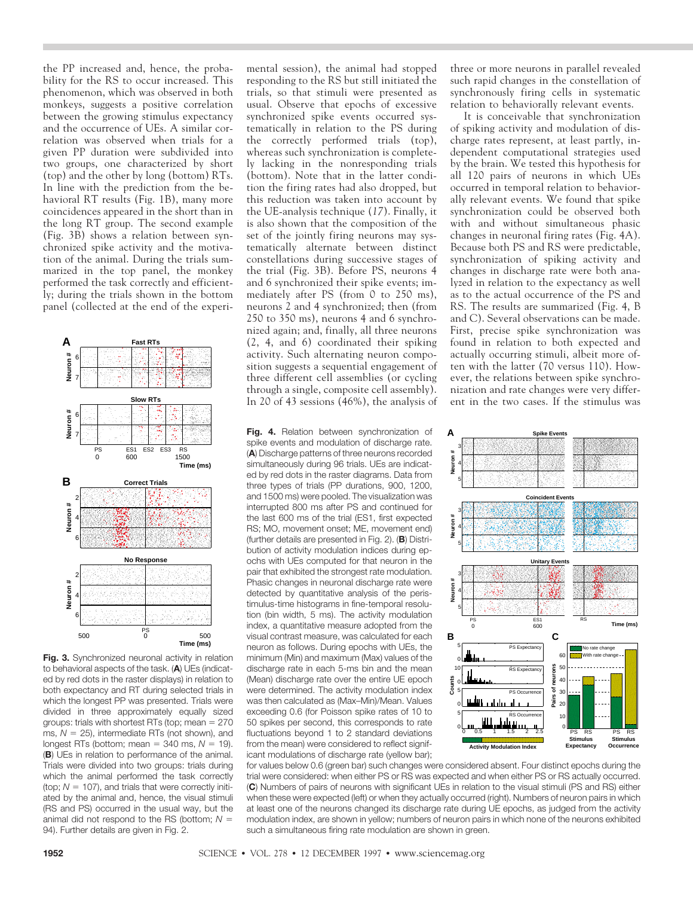the PP increased and, hence, the probability for the RS to occur increased. This phenomenon, which was observed in both monkeys, suggests a positive correlation between the growing stimulus expectancy and the occurrence of UEs. A similar correlation was observed when trials for a given PP duration were subdivided into two groups, one characterized by short (top) and the other by long (bottom) RTs. In line with the prediction from the behavioral RT results (Fig. 1B), many more coincidences appeared in the short than in the long RT group. The second example (Fig. 3B) shows a relation between synchronized spike activity and the motivation of the animal. During the trials summarized in the top panel, the monkey performed the task correctly and efficiently; during the trials shown in the bottom panel (collected at the end of the experimental session), the animal had stopped responding to the RS but still initiated the trials, so that stimuli were presented as usual. Observe that epochs of excessive synchronized spike events occurred systematically in relation to the PS during the correctly performed trials (top), whereas such synchronization is completely lacking in the nonresponding trials (bottom). Note that in the latter condition the firing rates had also dropped, but this reduction was taken into account by the UE-analysis technique (17). Finally, it is also shown that the composition of the set of the jointly firing neurons may systematically alternate between distinct constellations during successive stages of the trial (Fig. 3B). Before PS, neurons 4 and 6 synchronized their spike events; immediately after PS (from 0 to 250 ms), neurons 2 and 4 synchronized; then (from 250 to 350 ms), neurons 4 and 6 synchronized again; and, finally, all three neurons (2, 4, and 6) coordinated their spiking activity. Such alternating neuron composition suggests a sequential engagement of three different cell assemblies (or cycling through a single, composite cell assembly). In 20 of 43 sessions (46%), the analysis of three or more neurons in parallel revealed such rapid changes in the constellation of synchronously firing cells in systematic relation to behaviorally relevant events.

It is conceivable that synchronization of spiking activity and modulation of discharge rates represent, at least partly, independent computational strategies used by the brain. We tested this hypothesis for all 120 pairs of neurons in which UEs occurred in temporal relation to behaviorally relevant events. We found that spike synchronization could be observed both with and without simultaneous phasic changes in neuronal firing rates (Fig. 4A). Because both PS and RS were predictable, synchronization of spiking activity and changes in discharge rate were both analyzed in relation to the expectancy as well as to the actual occurrence of the PS and RS. The results are summarized (Fig. 4, B and C). Several observations can be made. First, precise spike synchronization was found in relation to both expected and actually occurring stimuli, albeit more often with the latter (70 versus 110). However, the relations between spike synchronization and rate changes were very different in the two cases. If the stimulus was

**Fig. 3.** Synchronized neuronal activity in relation to behavioral aspects of the task. (**A**) UEs (indicated by red dots in the raster displays) in relation to both expectancy and RT during selected trials in which the longest PP was presented. Trials were divided in three approximately equally sized groups: trials with shortest RTs (top; mean = 270 ms, $N$ = 25), intermediate RTs (not shown), and longest RTs (bottom; mean = 340 ms, $N$ = 19). (**B**) UEs in relation to performance of the animal. Trials were divided into two groups: trials during which the animal performed the task correctly (top; $N$ = 107), and trials that were correctly initiated by the animal and, hence, the visual stimuli (RS and PS) occurred in the usual way, but the animal did not respond to the RS (bottom; $N$ = 94). Further details are given in Fig. 2.

**Fig. 4.** Relation between synchronization of spike events and modulation of discharge rate. (**A**) Discharge patterns of three neurons recorded simultaneously during 96 trials. UEs are indicated by red dots in the raster diagrams. Data from three types of trials (PP durations, 900, 1200, and 1500 ms) were pooled. The visualization was interrupted 800 ms after PS and continued for the last 600 ms of the trial (ES1, first expected RS; MO, movement onset; ME, movement end) (further details are presented in Fig. 2). (**B**) Distribution of activity modulation indices during epochs with UEs computed for that neuron in the pair that exhibited the strongest rate modulation. Phasic changes in neuronal discharge rate were detected by quantitative analysis of the peristimulus-time histograms in fine-temporal resolution (bin width, 5 ms). The activity modulation index, a quantitative measure adopted from the visual contrast measure, was calculated for each neuron as follows. During epochs with UEs, the minimum (Min) and maximum (Max) values of the discharge rate in each 5-ms bin and the mean (Mean) discharge rate over the entire UE epoch were determined. The activity modulation index was then calculated as (Max–Min)/Mean. Values exceeding 0.6 (for Poisson spike rates of 10 to 50 spikes per second, this corresponds to rate fluctuations beyond 1 to 2 standard deviations from the mean) were considered to reflect significant modulations of discharge rate (yellow bar); for values below 0.6 (green bar) such changes were considered absent. Four distinct epochs during the trial were considered: when either PS or RS was expected and when either PS or RS actually occurred. (**C**) Numbers of pairs of neurons with significant UEs in relation to the visual stimuli (PS and RS) either when these were expected (left) or when they actually occurred (right). Numbers of neuron pairs in which at least one of the neurons changed its discharge rate during UE epochs, as judged from the activity modulation index, are shown in yellow; numbers of neuron pairs in which none of the neurons exhibited such a simultaneous firing rate modulation are shown in green.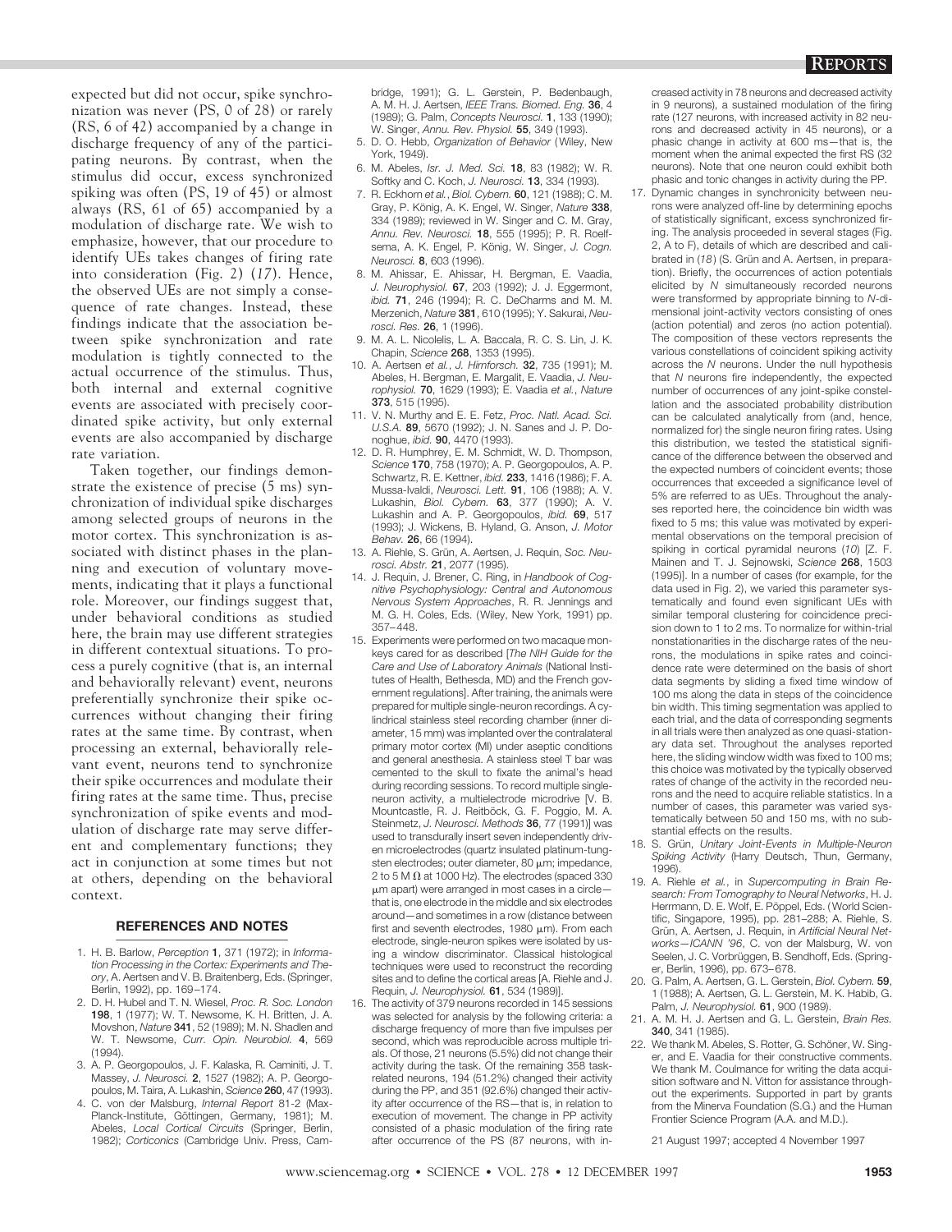expected but did not occur, spike synchronization was never (PS, 0 of 28) or rarely (RS, 6 of 42) accompanied by a change in discharge frequency of any of the participating neurons. By contrast, when the stimulus did occur, excess synchronized spiking was often (PS, 19 of 45) or almost always (RS, 61 of 65) accompanied by a modulation of discharge rate. We wish to emphasize, however, that our procedure to identify UEs takes changes of firing rate into consideration (Fig. 2) (*17*). Hence, the observed UEs are not simply a consequence of rate changes. Instead, these findings indicate that the association between spike synchronization and rate modulation is tightly connected to the actual occurrence of the stimulus. Thus, both internal and external cognitive events are associated with precisely coordinated spike activity, but only external events are also accompanied by discharge rate variation.

Taken together, our findings demonstrate the existence of precise (5 ms) synchronization of individual spike discharges among selected groups of neurons in the motor cortex. This synchronization is associated with distinct phases in the planning and execution of voluntary movements, indicating that it plays a functional role. Moreover, our findings suggest that, under behavioral conditions as studied here, the brain may use different strategies in different contextual situations. To process a purely cognitive (that is, an internal and behaviorally relevant) event, neurons preferentially synchronize their spike occurrences without changing their firing rates at the same time. By contrast, when processing an external, behaviorally relevant event, neurons tend to synchronize their spike occurrences and modulate their firing rates at the same time. Thus, precise synchronization of spike events and modulation of discharge rate may serve different and complementary functions; they act in conjunction at some times but not at others, depending on the behavioral context.

## REFERENCES AND NOTES

1. H. B. Barlow, *Perception* **1**, 371 (1972); in *Information Processing in the Cortex: Experiments and Theory*, A. Aertsen and V. B. Braitenberg, Eds. (Springer, Berlin, 1992), pp. 169–174.
2. D. H. Hubel and T. N. Wiesel, *Proc. R. Soc. London* **198**, 1 (1977); W. T. Newsome, K. H. Britten, J. A. Movshon, *Nature* **341**, 52 (1989); M. N. Shadlen and W. T. Newsome, *Curr. Opin. Neurobiol.* **4**, 569 (1994).
3. A. P. Georgopoulos, J. F. Kalaska, R. Caminiti, J. T. Massey, *J. Neurosci.* **2**, 1527 (1982); A. P. Georgopoulos, M. Taira, A. Lukashin, *Science* **260**, 47 (1993).
4. C. von der Malsburg, *Internal Report* 81-2 (Max-Planck-Institute, Göttingen, Germany, 1981); M. Abeles, *Local Cortical Circuits* (Springer, Berlin, 1982); *Corticonics* (Cambridge Univ. Press, Cambridge, 1991); G. L. Gerstein, P. Bedenbaugh, A. M. H. J. Aertsen, *IEEE Trans. Biomed. Eng.* **36**, 4 (1989); G. Palm, *Concepts Neurosci.* **1**, 133 (1990); W. Singer, *Annu. Rev. Physiol.* **55**, 349 (1993).
5. D. O. Hebb, *Organization of Behavior* (Wiley, New York, 1949).
6. M. Abeles, *Isr. J. Med. Sci.* **18**, 83 (1982); W. R. Softky and C. Koch, *J. Neurosci.* **13**, 334 (1993).
7. R. Eckhorn *et al.*, *Biol. Cybern.* **60**, 121 (1988); C. M. Gray, P. König, A. K. Engel, W. Singer, *Nature* **338**, 334 (1989); reviewed in W. Singer and C. M. Gray, *Annu. Rev. Neurosci.* **18**, 555 (1995); P. R. Roelfsema, A. K. Engel, P. König, W. Singer, *J. Cogn. Neurosci.* **8**, 603 (1996).
8. M. Ahissar, E. Ahissar, H. Bergman, E. Vaadia, *J. Neurophysiol.* **67**, 203 (1992); J. J. Eggermont, *ibid.* **71**, 246 (1994); R. C. DeCharms and M. M. Merzenich, *Nature* **381**, 610 (1995); Y. Sakurai, *Neurosci. Res.* **26**, 1 (1996).
9. M. A. L. Nicolelis, L. A. Baccala, R. C. S. Lin, J. K. Chapin, *Science* **268**, 1353 (1995).
10. A. Aertsen *et al.*, *J. Hirnforsch.* **32**, 735 (1991); M. Abeles, H. Bergman, E. Margalit, E. Vaadia, *J. Neurophysiol.* **70**, 1629 (1993); E. Vaadia *et al.*, *Nature* **373**, 515 (1995).
11. V. N. Murthy and E. E. Fetz, *Proc. Natl. Acad. Sci. U.S.A.* **89**, 5670 (1992); J. N. Sanes and J. P. Donoghue, *ibid.* **90**, 4470 (1993).
12. D. R. Humphrey, E. M. Schmidt, W. D. Thompson, *Science* **170**, 758 (1970); A. P. Georgopoulos, A. P. Schwartz, R. E. Kettner, *ibid.* **233**, 1416 (1986); F. A. Mussa-Ivaldi, *Neurosci. Lett.* **91**, 106 (1988); A. V. Lukashin, *Biol. Cybern.* **63**, 377 (1990); A. V. Lukashin and A. P. Georgopoulos, *ibid.* **69**, 517 (1993); J. Wickens, B. Hyland, G. Anson, *J. Motor Behav.* **26**, 66 (1994).
13. A. Riehle, S. Grün, A. Aertsen, J. Requin, *Soc. Neurosci. Abstr.* **21**, 2077 (1995).
14. J. Requin, J. Brener, C. Ring, in *Handbook of Cognitive Psychophysiology: Central and Autonomous Nervous System Approaches*, R. R. Jennings and M. G. H. Coles, Eds. (Wiley, New York, 1991) pp. 357–448.
15. Experiments were performed on two macaque monkeys cared for as described [*The NIH Guide for the Care and Use of Laboratory Animals* (National Institutes of Health, Bethesda, MD) and the French government regulations]. After training, the animals were prepared for multiple single-neuron recordings. A cylindrical stainless steel recording chamber (inner diameter, 15 mm) was implanted over the contralateral primary motor cortex (MI) under aseptic conditions and general anesthesia. A stainless steel T bar was cemented to the skull to fixate the animal's head during recording sessions. To record multiple single-neuron activity, a multielectrode microdrive [V. B. Mountcastle, R. J. Reitböck, G. F. Poggio, M. A. Steinmetz, *J. Neurosci. Methods* **36**, 77 (1991)] was used to transdurally insert seven independently driven microelectrodes (quartz insulated platinum-tungsten electrodes; outer diameter, 80 μm; impedance, 2 to 5 MΩ at 1000 Hz). The electrodes (spaced 330 μm apart) were arranged in most cases in a circle—that is, one electrode in the middle and six electrodes around—and sometimes in a row (distance between first and seventh electrodes, 1980 μm). From each electrode, single-neuron spikes were isolated by using a window discriminator. Classical histological techniques were used to reconstruct the recording sites and to define the cortical areas [A. Riehle and J. Requin, *J. Neurophysiol.* **61**, 534 (1989)].
16. The activity of 379 neurons recorded in 145 sessions was selected for analysis by the following criteria: a discharge frequency of more than five impulses per second, which was reproducible across multiple trials. Of those, 21 neurons (5.5%) did not change their activity during the task. Of the remaining 358 task-related neurons, 194 (51.2%) changed their activity during the PP, and 351 (92.6%) changed their activity after occurrence of the RS—that is, in relation to execution of movement. The change in PP activity consisted of a phasic modulation of the firing rate after occurrence of the PS (87 neurons, with increased activity in 78 neurons and decreased activity in 9 neurons), a sustained modulation of the firing rate (127 neurons, with increased activity in 82 neurons and decreased activity in 45 neurons), or a phasic change in activity at 600 ms—that is, the moment when the animal expected the first RS (32 neurons). Note that one neuron could exhibit both phasic and tonic changes in activity during the PP.
17. Dynamic changes in synchronicity between neurons were analyzed off-line by determining epochs of statistically significant, excess synchronized firing. The analysis proceeded in several stages (Fig. 2, A to F), details of which are described and calibrated in (*18*) (S. Grün and A. Aertsen, in preparation). Briefly, the occurrences of action potentials elicited by $N$ simultaneously recorded neurons were transformed by appropriate binning to $N$-dimensional joint-activity vectors consisting of ones (action potential) and zeros (no action potential). The composition of these vectors represents the various constellations of coincident spiking activity across the $N$ neurons. Under the null hypothesis that $N$ neurons fire independently, the expected number of occurrences of any joint-spike constellation and the associated probability distribution can be calculated analytically from (and, hence, normalized for) the single neuron firing rates. Using this distribution, we tested the statistical significance of the difference between the observed and the expected numbers of coincident events; those occurrences that exceeded a significance level of 5% are referred to as UEs. Throughout the analyses reported here, the coincidence bin width was fixed to 5 ms; this value was motivated by experimental observations on the temporal precision of spiking in cortical pyramidal neurons (*10*) [Z. F. Mainen and T. J. Sejnowski, *Science* **268**, 1503 (1995)]. In a number of cases (for example, for the data used in Fig. 2), we varied this parameter systematically and found even significant UEs with similar temporal clustering for coincidence precision down to 1 to 2 ms. To normalize for within-trial nonstationarities in the discharge rates of the neurons, the modulations in spike rates and coincidence rate were determined on the basis of short data segments by sliding a fixed time window of 100 ms along the data in steps of the coincidence bin width. This timing segmentation was applied to each trial, and the data of corresponding segments in all trials were then analyzed as one quasi-stationary data set. Throughout the analyses reported here, the sliding window width was fixed to 100 ms; this choice was motivated by the typically observed rates of change of the activity in the recorded neurons and the need to acquire reliable statistics. In a number of cases, this parameter was varied systematically between 50 and 150 ms, with no substantial effects on the results.
18. S. Grün, *Unitary Joint-Events in Multiple-Neuron Spiking Activity* (Harry Deutsch, Thun, Germany, 1996).
19. A. Riehle *et al.*, in *Supercomputing in Brain Research: From Tomography to Neural Networks*, H. J. Herrmann, D. E. Wolf, E. Pöppel, Eds. (World Scientific, Singapore, 1995), pp. 281–288; A. Riehle, S. Grün, A. Aertsen, J. Requin, in *Artificial Neural Networks—ICANN '96*, C. von der Malsburg, W. von Seelen, J. C. Vorbrüggen, B. Sendhoff, Eds. (Springer, Berlin, 1996), pp. 673–678.
20. G. Palm, A. Aertsen, G. L. Gerstein, *Biol. Cybern.* **59**, 1 (1988); A. Aertsen, G. L. Gerstein, M. K. Habib, G. Palm, *J. Neurophysiol.* **61**, 900 (1989).
21. A. M. H. J. Aertsen and G. L. Gerstein, *Brain Res.* **340**, 341 (1985).
22. We thank M. Abeles, S. Rotter, G. Schöner, W. Singer, and E. Vaadia for their constructive comments. We thank M. Coulmance for writing the data acquisition software and N. Vitton for assistance throughout the experiments. Supported in part by grants from the Minerva Foundation (S.G.) and the Human Frontier Science Program (A.A. and M.D.).

21 August 1997; accepted 4 November 1997